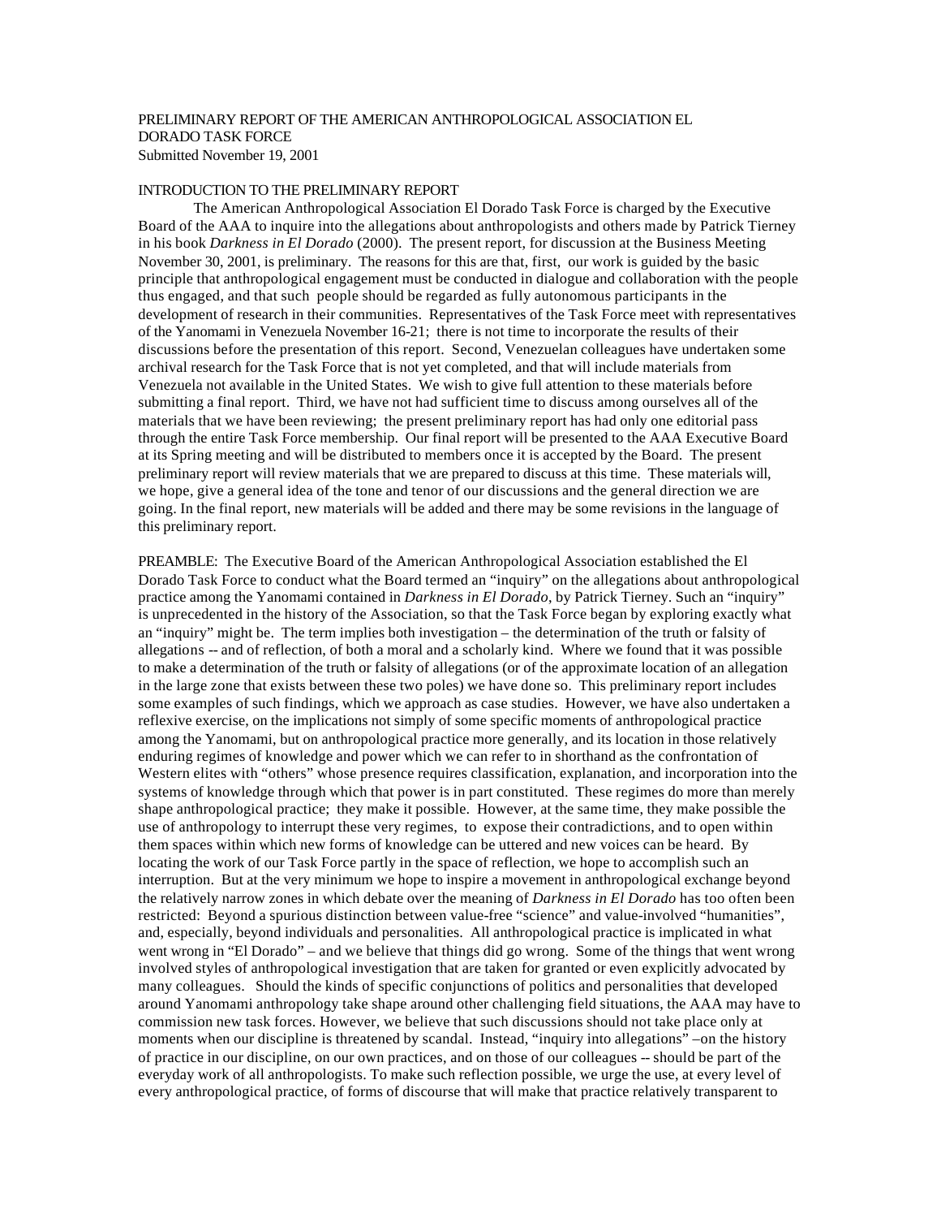# PRELIMINARY REPORT OF THE AMERICAN ANTHROPOLOGICAL ASSOCIATION EL DORADO TASK FORCE

Submitted November 19, 2001

## INTRODUCTION TO THE PRELIMINARY REPORT

The American Anthropological Association El Dorado Task Force is charged by the Executive Board of the AAA to inquire into the allegations about anthropologists and others made by Patrick Tierney in his book *Darkness in El Dorado* (2000). The present report, for discussion at the Business Meeting November 30, 2001, is preliminary. The reasons for this are that, first, our work is guided by the basic principle that anthropological engagement must be conducted in dialogue and collaboration with the people thus engaged, and that such people should be regarded as fully autonomous participants in the development of research in their communities. Representatives of the Task Force meet with representatives of the Yanomami in Venezuela November 16-21; there is not time to incorporate the results of their discussions before the presentation of this report. Second, Venezuelan colleagues have undertaken some archival research for the Task Force that is not yet completed, and that will include materials from Venezuela not available in the United States. We wish to give full attention to these materials before submitting a final report. Third, we have not had sufficient time to discuss among ourselves all of the materials that we have been reviewing; the present preliminary report has had only one editorial pass through the entire Task Force membership. Our final report will be presented to the AAA Executive Board at its Spring meeting and will be distributed to members once it is accepted by the Board. The present preliminary report will review materials that we are prepared to discuss at this time. These materials will, we hope, give a general idea of the tone and tenor of our discussions and the general direction we are going. In the final report, new materials will be added and there may be some revisions in the language of this preliminary report.

PREAMBLE: The Executive Board of the American Anthropological Association established the El Dorado Task Force to conduct what the Board termed an "inquiry" on the allegations about anthropological practice among the Yanomami contained in *Darkness in El Dorado*, by Patrick Tierney. Such an "inquiry" is unprecedented in the history of the Association, so that the Task Force began by exploring exactly what an "inquiry" might be. The term implies both investigation – the determination of the truth or falsity of allegations -- and of reflection, of both a moral and a scholarly kind. Where we found that it was possible to make a determination of the truth or falsity of allegations (or of the approximate location of an allegation in the large zone that exists between these two poles) we have done so. This preliminary report includes some examples of such findings, which we approach as case studies. However, we have also undertaken a reflexive exercise, on the implications not simply of some specific moments of anthropological practice among the Yanomami, but on anthropological practice more generally, and its location in those relatively enduring regimes of knowledge and power which we can refer to in shorthand as the confrontation of Western elites with "others" whose presence requires classification, explanation, and incorporation into the systems of knowledge through which that power is in part constituted. These regimes do more than merely shape anthropological practice; they make it possible. However, at the same time, they make possible the use of anthropology to interrupt these very regimes, to expose their contradictions, and to open within them spaces within which new forms of knowledge can be uttered and new voices can be heard. By locating the work of our Task Force partly in the space of reflection, we hope to accomplish such an interruption. But at the very minimum we hope to inspire a movement in anthropological exchange beyond the relatively narrow zones in which debate over the meaning of *Darkness in El Dorado* has too often been restricted: Beyond a spurious distinction between value-free "science" and value-involved "humanities", and, especially, beyond individuals and personalities. All anthropological practice is implicated in what went wrong in "El Dorado" – and we believe that things did go wrong. Some of the things that went wrong involved styles of anthropological investigation that are taken for granted or even explicitly advocated by many colleagues. Should the kinds of specific conjunctions of politics and personalities that developed around Yanomami anthropology take shape around other challenging field situations, the AAA may have to commission new task forces. However, we believe that such discussions should not take place only at moments when our discipline is threatened by scandal. Instead, "inquiry into allegations" –on the history of practice in our discipline, on our own practices, and on those of our colleagues -- should be part of the everyday work of all anthropologists. To make such reflection possible, we urge the use, at every level of every anthropological practice, of forms of discourse that will make that practice relatively transparent to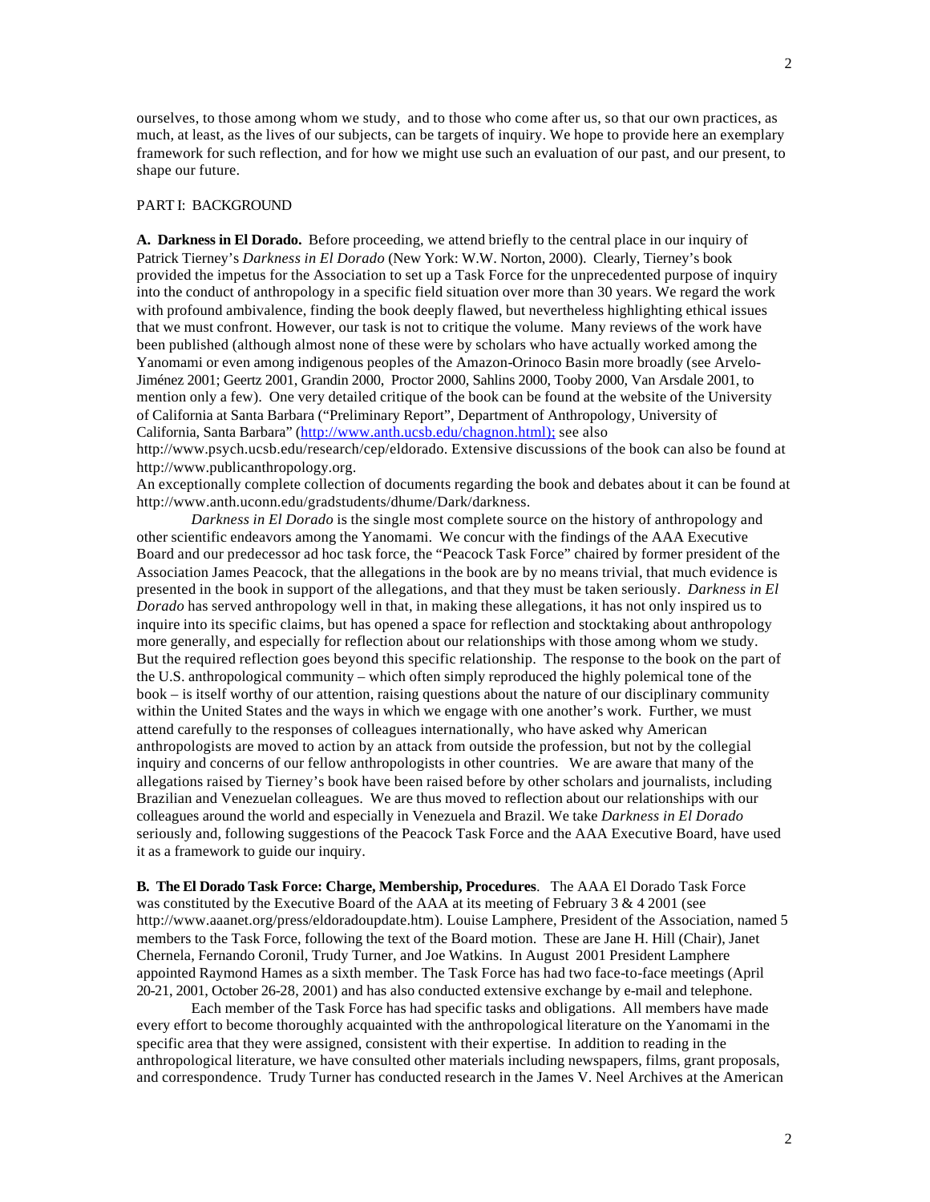ourselves, to those among whom we study, and to those who come after us, so that our own practices, as much, at least, as the lives of our subjects, can be targets of inquiry. We hope to provide here an exemplary framework for such reflection, and for how we might use such an evaluation of our past, and our present, to shape our future.

## PART I: BACKGROUND

**A. Darkness in El Dorado.** Before proceeding, we attend briefly to the central place in our inquiry of Patrick Tierney's *Darkness in El Dorado* (New York: W.W. Norton, 2000). Clearly, Tierney's book provided the impetus for the Association to set up a Task Force for the unprecedented purpose of inquiry into the conduct of anthropology in a specific field situation over more than 30 years. We regard the work with profound ambivalence, finding the book deeply flawed, but nevertheless highlighting ethical issues that we must confront. However, our task is not to critique the volume. Many reviews of the work have been published (although almost none of these were by scholars who have actually worked among the Yanomami or even among indigenous peoples of the Amazon-Orinoco Basin more broadly (see Arvelo-Jiménez 2001; Geertz 2001, Grandin 2000, Proctor 2000, Sahlins 2000, Tooby 2000, Van Arsdale 2001, to mention only a few). One very detailed critique of the book can be found at the website of the University of California at Santa Barbara ("Preliminary Report", Department of Anthropology, University of California, Santa Barbara" (http://www.anth.ucsb.edu/chagnon.html); see also http://www.psych.ucsb.edu/research/cep/eldorado. Extensive discussions of the book can also be found at http://www.publicanthropology.org.
An exceptionally complete collection of documents regarding the book and debates about it can be found at http://www.anth.uconn.edu/gradstudents/dhume/Dark/darkness.

*Darkness in El Dorado* is the single most complete source on the history of anthropology and other scientific endeavors among the Yanomami. We concur with the findings of the AAA Executive Board and our predecessor ad hoc task force, the "Peacock Task Force" chaired by former president of the Association James Peacock, that the allegations in the book are by no means trivial, that much evidence is presented in the book in support of the allegations, and that they must be taken seriously. *Darkness in El Dorado* has served anthropology well in that, in making these allegations, it has not only inspired us to inquire into its specific claims, but has opened a space for reflection and stocktaking about anthropology more generally, and especially for reflection about our relationships with those among whom we study. But the required reflection goes beyond this specific relationship. The response to the book on the part of the U.S. anthropological community – which often simply reproduced the highly polemical tone of the book – is itself worthy of our attention, raising questions about the nature of our disciplinary community within the United States and the ways in which we engage with one another's work. Further, we must attend carefully to the responses of colleagues internationally, who have asked why American anthropologists are moved to action by an attack from outside the profession, but not by the collegial inquiry and concerns of our fellow anthropologists in other countries. We are aware that many of the allegations raised by Tierney's book have been raised before by other scholars and journalists, including Brazilian and Venezuelan colleagues. We are thus moved to reflection about our relationships with our colleagues around the world and especially in Venezuela and Brazil. We take *Darkness in El Dorado* seriously and, following suggestions of the Peacock Task Force and the AAA Executive Board, have used it as a framework to guide our inquiry.

**B. The El Dorado Task Force: Charge, Membership, Procedures**. The AAA El Dorado Task Force was constituted by the Executive Board of the AAA at its meeting of February 3 & 4 2001 (see http://www.aaanet.org/press/eldoradoupdate.htm). Louise Lamphere, President of the Association, named 5 members to the Task Force, following the text of the Board motion. These are Jane H. Hill (Chair), Janet Chernela, Fernando Coronil, Trudy Turner, and Joe Watkins. In August 2001 President Lamphere appointed Raymond Hames as a sixth member. The Task Force has had two face-to-face meetings (April 20-21, 2001, October 26-28, 2001) and has also conducted extensive exchange by e-mail and telephone.

Each member of the Task Force has had specific tasks and obligations. All members have made every effort to become thoroughly acquainted with the anthropological literature on the Yanomami in the specific area that they were assigned, consistent with their expertise. In addition to reading in the anthropological literature, we have consulted other materials including newspapers, films, grant proposals, and correspondence. Trudy Turner has conducted research in the James V. Neel Archives at the American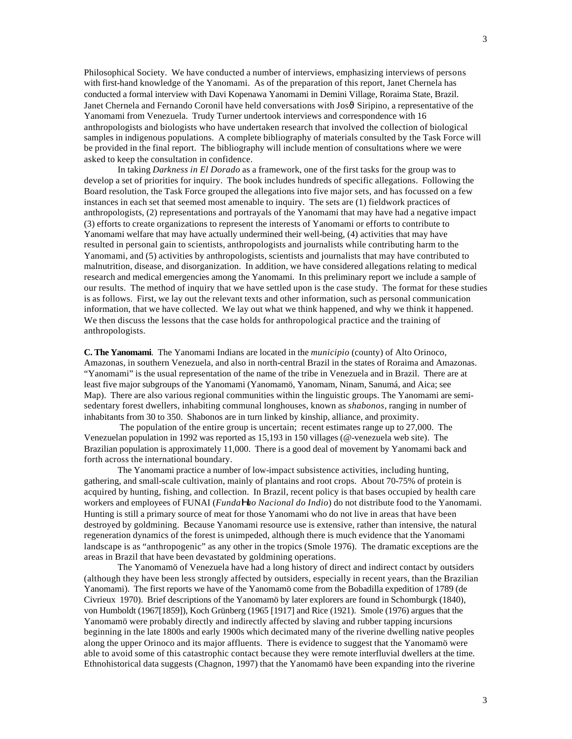Philosophical Society. We have conducted a number of interviews, emphasizing interviews of persons with first-hand knowledge of the Yanomami. As of the preparation of this report, Janet Chernela has conducted a formal interview with Davi Kopenawa Yanomami in Demini Village, Roraima State, Brazil. Janet Chernela and Fernando Coronil have held conversations with Josθ Siripino, a representative of the Yanomami from Venezuela. Trudy Turner undertook interviews and correspondence with 16 anthropologists and biologists who have undertaken research that involved the collection of biological samples in indigenous populations. A complete bibliography of materials consulted by the Task Force will be provided in the final report. The bibliography will include mention of consultations where we were asked to keep the consultation in confidence.

In taking *Darkness in El Dorado* as a framework, one of the first tasks for the group was to develop a set of priorities for inquiry. The book includes hundreds of specific allegations. Following the Board resolution, the Task Force grouped the allegations into five major sets, and has focussed on a few instances in each set that seemed most amenable to inquiry. The sets are (1) fieldwork practices of anthropologists, (2) representations and portrayals of the Yanomami that may have had a negative impact (3) efforts to create organizations to represent the interests of Yanomami or efforts to contribute to Yanomami welfare that may have actually undermined their well-being, (4) activities that may have resulted in personal gain to scientists, anthropologists and journalists while contributing harm to the Yanomami, and (5) activities by anthropologists, scientists and journalists that may have contributed to malnutrition, disease, and disorganization. In addition, we have considered allegations relating to medical research and medical emergencies among the Yanomami. In this preliminary report we include a sample of our results. The method of inquiry that we have settled upon is the case study. The format for these studies is as follows. First, we lay out the relevant texts and other information, such as personal communication information, that we have collected. We lay out what we think happened, and why we think it happened. We then discuss the lessons that the case holds for anthropological practice and the training of anthropologists.

**C. The Yanomami**. The Yanomami Indians are located in the *municipio* (county) of Alto Orinoco, Amazonas, in southern Venezuela, and also in north-central Brazil in the states of Roraima and Amazonas. "Yanomami" is the usual representation of the name of the tribe in Venezuela and in Brazil. There are at least five major subgroups of the Yanomami (Yanomamö, Yanomam, Ninam, Sanumá, and Aica; see Map). There are also various regional communities within the linguistic groups. The Yanomami are semi-sedentary forest dwellers, inhabiting communal longhouses, known as *shabonos*, ranging in number of inhabitants from 30 to 350. Shabonos are in turn linked by kinship, alliance, and proximity.

The population of the entire group is uncertain; recent estimates range up to 27,000. The Venezuelan population in 1992 was reported as 15,193 in 150 villages (@-venezuela web site). The Brazilian population is approximately 11,000. There is a good deal of movement by Yanomami back and forth across the international boundary.

The Yanomami practice a number of low-impact subsistence activities, including hunting, gathering, and small-scale cultivation, mainly of plantains and root crops. About 70-75% of protein is acquired by hunting, fishing, and collection. In Brazil, recent policy is that bases occupied by health care workers and employees of FUNAI (*FundaΗao Nacional do Indio*) do not distribute food to the Yanomami. Hunting is still a primary source of meat for those Yanomami who do not live in areas that have been destroyed by goldmining. Because Yanomami resource use is extensive, rather than intensive, the natural regeneration dynamics of the forest is unimpeded, although there is much evidence that the Yanomami landscape is as "anthropogenic" as any other in the tropics (Smole 1976). The dramatic exceptions are the areas in Brazil that have been devastated by goldmining operations.

The Yanomamö of Venezuela have had a long history of direct and indirect contact by outsiders (although they have been less strongly affected by outsiders, especially in recent years, than the Brazilian Yanomami). The first reports we have of the Yanomamö come from the Bobadilla expedition of 1789 (de Civrieux 1970). Brief descriptions of the Yanomamö by later explorers are found in Schomburgk (1840), von Humboldt (1967[1859]), Koch Grünberg (1965 [1917] and Rice (1921). Smole (1976) argues that the Yanomamö were probably directly and indirectly affected by slaving and rubber tapping incursions beginning in the late 1800s and early 1900s which decimated many of the riverine dwelling native peoples along the upper Orinoco and its major affluents. There is evidence to suggest that the Yanomamö were able to avoid some of this catastrophic contact because they were remote interfluvial dwellers at the time. Ethnohistorical data suggests (Chagnon, 1997) that the Yanomamö have been expanding into the riverine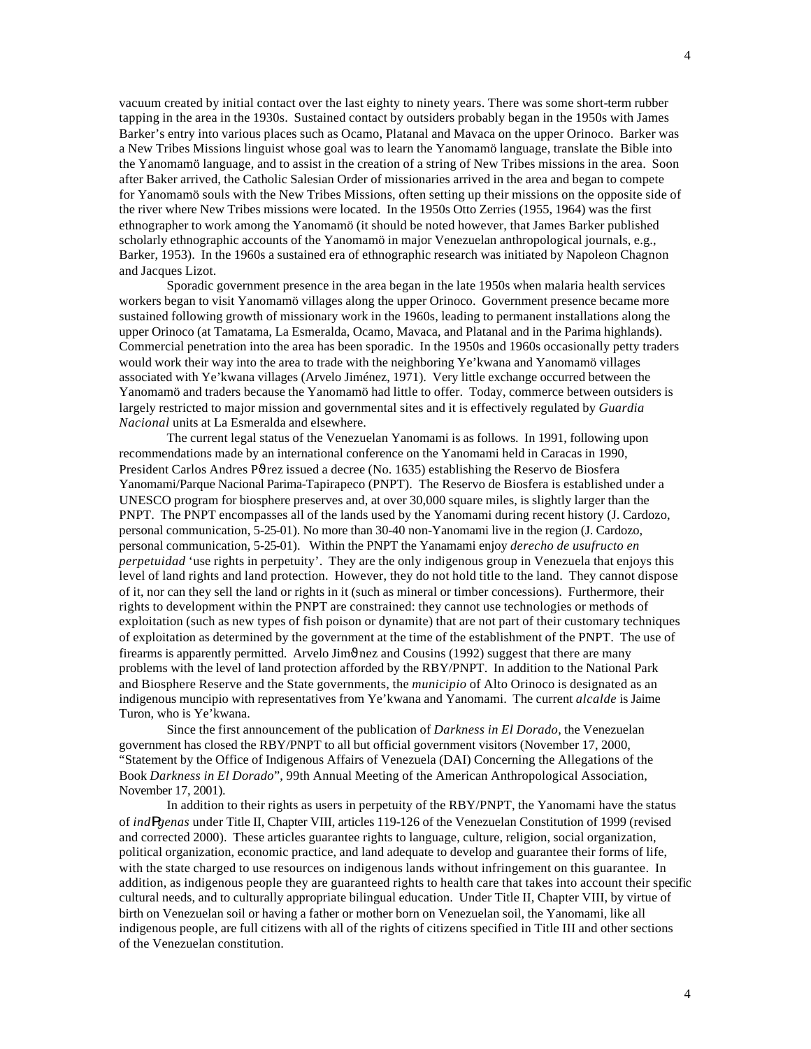vacuum created by initial contact over the last eighty to ninety years. There was some short-term rubber tapping in the area in the 1930s. Sustained contact by outsiders probably began in the 1950s with James Barker's entry into various places such as Ocamo, Platanal and Mavaca on the upper Orinoco. Barker was a New Tribes Missions linguist whose goal was to learn the Yanomamö language, translate the Bible into the Yanomamö language, and to assist in the creation of a string of New Tribes missions in the area. Soon after Baker arrived, the Catholic Salesian Order of missionaries arrived in the area and began to compete for Yanomamö souls with the New Tribes Missions, often setting up their missions on the opposite side of the river where New Tribes missions were located. In the 1950s Otto Zerries (1955, 1964) was the first ethnographer to work among the Yanomamö (it should be noted however, that James Barker published scholarly ethnographic accounts of the Yanomamö in major Venezuelan anthropological journals, e.g., Barker, 1953). In the 1960s a sustained era of ethnographic research was initiated by Napoleon Chagnon and Jacques Lizot.

Sporadic government presence in the area began in the late 1950s when malaria health services workers began to visit Yanomamö villages along the upper Orinoco. Government presence became more sustained following growth of missionary work in the 1960s, leading to permanent installations along the upper Orinoco (at Tamatama, La Esmeralda, Ocamo, Mavaca, and Platanal and in the Parima highlands). Commercial penetration into the area has been sporadic. In the 1950s and 1960s occasionally petty traders would work their way into the area to trade with the neighboring Ye'kwana and Yanomamö villages associated with Ye'kwana villages (Arvelo Jiménez, 1971). Very little exchange occurred between the Yanomamö and traders because the Yanomamö had little to offer. Today, commerce between outsiders is largely restricted to major mission and governmental sites and it is effectively regulated by *Guardia Nacional* units at La Esmeralda and elsewhere.

The current legal status of the Venezuelan Yanomami is as follows. In 1991, following upon recommendations made by an international conference on the Yanomami held in Caracas in 1990, President Carlos Andres Pérez issued a decree (No. 1635) establishing the Reservo de Biosfera Yanomami/Parque Nacional Parima-Tapirapeco (PNPT). The Reservo de Biosfera is established under a UNESCO program for biosphere preserves and, at over 30,000 square miles, is slightly larger than the PNPT. The PNPT encompasses all of the lands used by the Yanomami during recent history (J. Cardozo, personal communication, 5-25-01). No more than 30-40 non-Yanomami live in the region (J. Cardozo, personal communication, 5-25-01). Within the PNPT the Yanamami enjoy *derecho de usufructo en perpetuidad* 'use rights in perpetuity'. They are the only indigenous group in Venezuela that enjoys this level of land rights and land protection. However, they do not hold title to the land. They cannot dispose of it, nor can they sell the land or rights in it (such as mineral or timber concessions). Furthermore, their rights to development within the PNPT are constrained: they cannot use technologies or methods of exploitation (such as new types of fish poison or dynamite) that are not part of their customary techniques of exploitation as determined by the government at the time of the establishment of the PNPT. The use of firearms is apparently permitted. Arvelo Jiménez and Cousins (1992) suggest that there are many problems with the level of land protection afforded by the RBY/PNPT. In addition to the National Park and Biosphere Reserve and the State governments, the *municipio* of Alto Orinoco is designated as an indigenous muncipio with representatives from Ye'kwana and Yanomami. The current *alcalde* is Jaime Turon, who is Ye'kwana.

Since the first announcement of the publication of *Darkness in El Dorado*, the Venezuelan government has closed the RBY/PNPT to all but official government visitors (November 17, 2000, "Statement by the Office of Indigenous Affairs of Venezuela (DAI) Concerning the Allegations of the Book *Darkness in El Dorado*", 99th Annual Meeting of the American Anthropological Association, November 17, 2001).

In addition to their rights as users in perpetuity of the RBY/PNPT, the Yanomami have the status of *indígenas* under Title II, Chapter VIII, articles 119-126 of the Venezuelan Constitution of 1999 (revised and corrected 2000). These articles guarantee rights to language, culture, religion, social organization, political organization, economic practice, and land adequate to develop and guarantee their forms of life, with the state charged to use resources on indigenous lands without infringement on this guarantee. In addition, as indigenous people they are guaranteed rights to health care that takes into account their specific cultural needs, and to culturally appropriate bilingual education. Under Title II, Chapter VIII, by virtue of birth on Venezuelan soil or having a father or mother born on Venezuelan soil, the Yanomami, like all indigenous people, are full citizens with all of the rights of citizens specified in Title III and other sections of the Venezuelan constitution.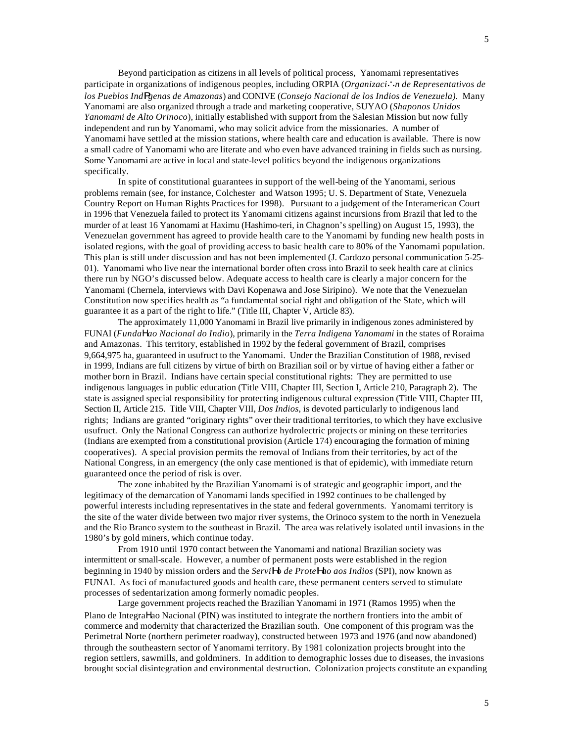Beyond participation as citizens in all levels of political process, Yanomami representatives participate in organizations of indigenous peoples, including ORPIA (*Organización de Representativos de los Pueblos Indígenas de Amazonas*) and CONIVE (*Consejo Nacional de los Indios de Venezuela)*. Many Yanomami are also organized through a trade and marketing cooperative, SUYAO (*Shaponos Unidos Yanomami de Alto Orinoco*), initially established with support from the Salesian Mission but now fully independent and run by Yanomami, who may solicit advice from the missionaries. A number of Yanomami have settled at the mission stations, where health care and education is available. There is now a small cadre of Yanomami who are literate and who even have advanced training in fields such as nursing. Some Yanomami are active in local and state-level politics beyond the indigenous organizations specifically.

In spite of constitutional guarantees in support of the well-being of the Yanomami, serious problems remain (see, for instance, Colchester and Watson 1995; U. S. Department of State, Venezuela Country Report on Human Rights Practices for 1998). Pursuant to a judgement of the Interamerican Court in 1996 that Venezuela failed to protect its Yanomami citizens against incursions from Brazil that led to the murder of at least 16 Yanomami at Haximu (Hashimo-teri, in Chagnon's spelling) on August 15, 1993), the Venezuelan government has agreed to provide health care to the Yanomami by funding new health posts in isolated regions, with the goal of providing access to basic health care to 80% of the Yanomami population. This plan is still under discussion and has not been implemented (J. Cardozo personal communication 5-25-01). Yanomami who live near the international border often cross into Brazil to seek health care at clinics there run by NGO's discussed below. Adequate access to health care is clearly a major concern for the Yanomami (Chernela, interviews with Davi Kopenawa and Jose Siripino). We note that the Venezuelan Constitution now specifies health as "a fundamental social right and obligation of the State, which will guarantee it as a part of the right to life." (Title III, Chapter V, Article 83).

The approximately 11,000 Yanomami in Brazil live primarily in indigenous zones administered by FUNAI (*Fundação Nacional do Indio*), primarily in the *Terra Indigena Yanomami* in the states of Roraima and Amazonas. This territory, established in 1992 by the federal government of Brazil, comprises 9,664,975 ha, guaranteed in usufruct to the Yanomami. Under the Brazilian Constitution of 1988, revised in 1999, Indians are full citizens by virtue of birth on Brazilian soil or by virtue of having either a father or mother born in Brazil. Indians have certain special constitutional rights: They are permitted to use indigenous languages in public education (Title VIII, Chapter III, Section I, Article 210, Paragraph 2). The state is assigned special responsibility for protecting indigenous cultural expression (Title VIII, Chapter III, Section II, Article 215. Title VIII, Chapter VIII, *Dos Indios*, is devoted particularly to indigenous land rights; Indians are granted "originary rights" over their traditional territories, to which they have exclusive usufruct. Only the National Congress can authorize hydrolectric projects or mining on these territories (Indians are exempted from a constitutional provision (Article 174) encouraging the formation of mining cooperatives). A special provision permits the removal of Indians from their territories, by act of the National Congress, in an emergency (the only case mentioned is that of epidemic), with immediate return guaranteed once the period of risk is over.

The zone inhabited by the Brazilian Yanomami is of strategic and geographic import, and the legitimacy of the demarcation of Yanomami lands specified in 1992 continues to be challenged by powerful interests including representatives in the state and federal governments. Yanomami territory is the site of the water divide between two major river systems, the Orinoco system to the north in Venezuela and the Rio Branco system to the southeast in Brazil. The area was relatively isolated until invasions in the 1980's by gold miners, which continue today.

From 1910 until 1970 contact between the Yanomami and national Brazilian society was intermittent or small-scale. However, a number of permanent posts were established in the region beginning in 1940 by mission orders and the *Serviço de Proteção aos Indios* (SPI), now known as FUNAI. As foci of manufactured goods and health care, these permanent centers served to stimulate processes of sedentarization among formerly nomadic peoples.

Large government projects reached the Brazilian Yanomami in 1971 (Ramos 1995) when the Plano de Integração Nacional (PIN) was instituted to integrate the northern frontiers into the ambit of commerce and modernity that characterized the Brazilian south. One component of this program was the Perimetral Norte (northern perimeter roadway), constructed between 1973 and 1976 (and now abandoned) through the southeastern sector of Yanomami territory. By 1981 colonization projects brought into the region settlers, sawmills, and goldminers. In addition to demographic losses due to diseases, the invasions brought social disintegration and environmental destruction. Colonization projects constitute an expanding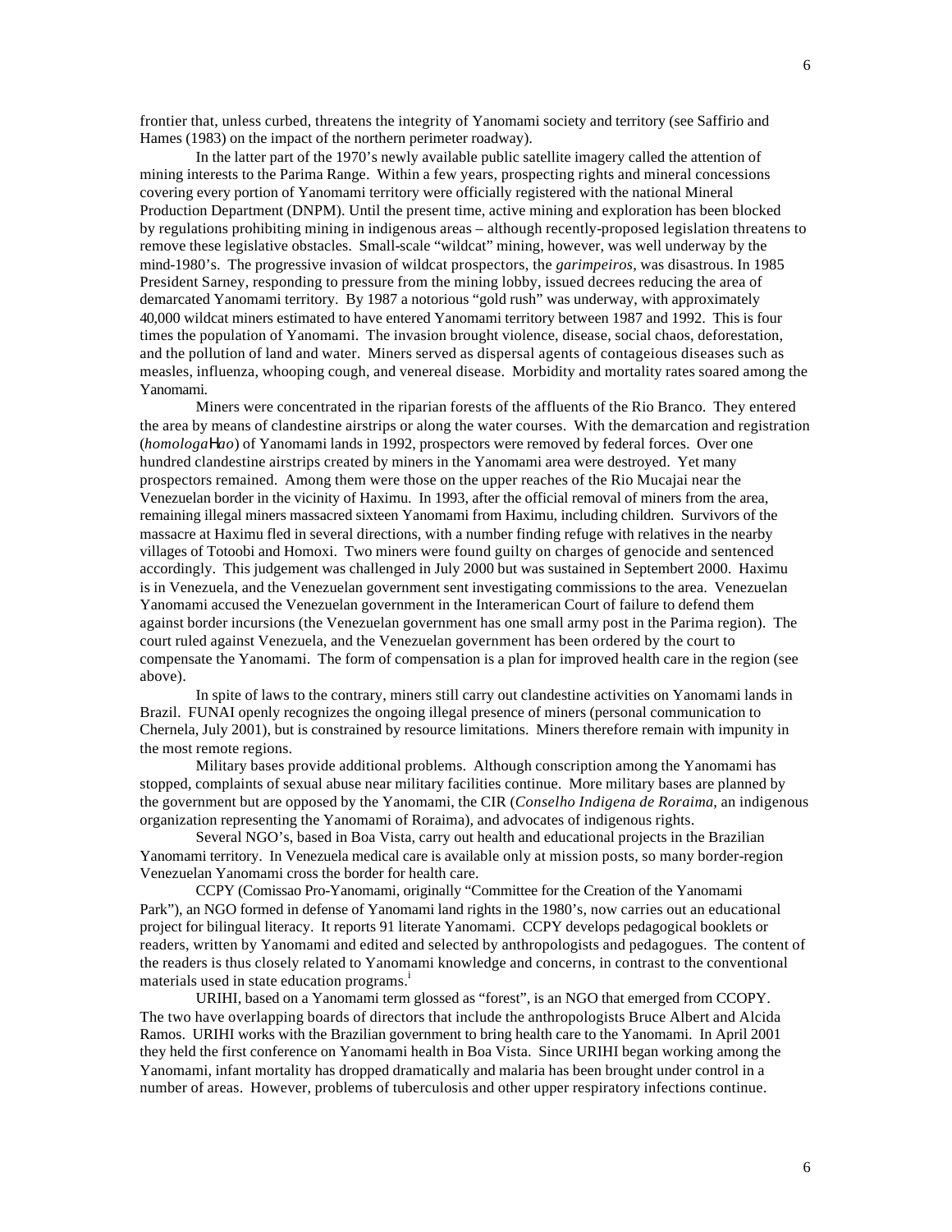frontier that, unless curbed, threatens the integrity of Yanomami society and territory (see Saffirio and Hames (1983) on the impact of the northern perimeter roadway).

In the latter part of the 1970's newly available public satellite imagery called the attention of mining interests to the Parima Range. Within a few years, prospecting rights and mineral concessions covering every portion of Yanomami territory were officially registered with the national Mineral Production Department (DNPM). Until the present time, active mining and exploration has been blocked by regulations prohibiting mining in indigenous areas – although recently-proposed legislation threatens to remove these legislative obstacles. Small-scale "wildcat" mining, however, was well underway by the mind-1980's. The progressive invasion of wildcat prospectors, the *garimpeiros*, was disastrous. In 1985 President Sarney, responding to pressure from the mining lobby, issued decrees reducing the area of demarcated Yanomami territory. By 1987 a notorious "gold rush" was underway, with approximately 40,000 wildcat miners estimated to have entered Yanomami territory between 1987 and 1992. This is four times the population of Yanomami. The invasion brought violence, disease, social chaos, deforestation, and the pollution of land and water. Miners served as dispersal agents of contageious diseases such as measles, influenza, whooping cough, and venereal disease. Morbidity and mortality rates soared among the Yanomami.

Miners were concentrated in the riparian forests of the affluents of the Rio Branco. They entered the area by means of clandestine airstrips or along the water courses. With the demarcation and registration (*homologaHao*) of Yanomami lands in 1992, prospectors were removed by federal forces. Over one hundred clandestine airstrips created by miners in the Yanomami area were destroyed. Yet many prospectors remained. Among them were those on the upper reaches of the Rio Mucajai near the Venezuelan border in the vicinity of Haximu. In 1993, after the official removal of miners from the area, remaining illegal miners massacred sixteen Yanomami from Haximu, including children. Survivors of the massacre at Haximu fled in several directions, with a number finding refuge with relatives in the nearby villages of Totoobi and Homoxi. Two miners were found guilty on charges of genocide and sentenced accordingly. This judgement was challenged in July 2000 but was sustained in Septembert 2000. Haximu is in Venezuela, and the Venezuelan government sent investigating commissions to the area. Venezuelan Yanomami accused the Venezuelan government in the Interamerican Court of failure to defend them against border incursions (the Venezuelan government has one small army post in the Parima region). The court ruled against Venezuela, and the Venezuelan government has been ordered by the court to compensate the Yanomami. The form of compensation is a plan for improved health care in the region (see above).

In spite of laws to the contrary, miners still carry out clandestine activities on Yanomami lands in Brazil. FUNAI openly recognizes the ongoing illegal presence of miners (personal communication to Chernela, July 2001), but is constrained by resource limitations. Miners therefore remain with impunity in the most remote regions.

Military bases provide additional problems. Although conscription among the Yanomami has stopped, complaints of sexual abuse near military facilities continue. More military bases are planned by the government but are opposed by the Yanomami, the CIR (*Conselho Indigena de Roraima*, an indigenous organization representing the Yanomami of Roraima), and advocates of indigenous rights.

Several NGO's, based in Boa Vista, carry out health and educational projects in the Brazilian Yanomami territory. In Venezuela medical care is available only at mission posts, so many border-region Venezuelan Yanomami cross the border for health care.

CCPY (Comissao Pro-Yanomami, originally "Committee for the Creation of the Yanomami Park"), an NGO formed in defense of Yanomami land rights in the 1980's, now carries out an educational project for bilingual literacy. It reports 91 literate Yanomami. CCPY develops pedagogical booklets or readers, written by Yanomami and edited and selected by anthropologists and pedagogues. The content of the readers is thus closely related to Yanomami knowledge and concerns, in contrast to the conventional materials used in state education programs.[i]

URIHI, based on a Yanomami term glossed as "forest", is an NGO that emerged from CCOPY. The two have overlapping boards of directors that include the anthropologists Bruce Albert and Alcida Ramos. URIHI works with the Brazilian government to bring health care to the Yanomami. In April 2001 they held the first conference on Yanomami health in Boa Vista. Since URIHI began working among the Yanomami, infant mortality has dropped dramatically and malaria has been brought under control in a number of areas. However, problems of tuberculosis and other upper respiratory infections continue.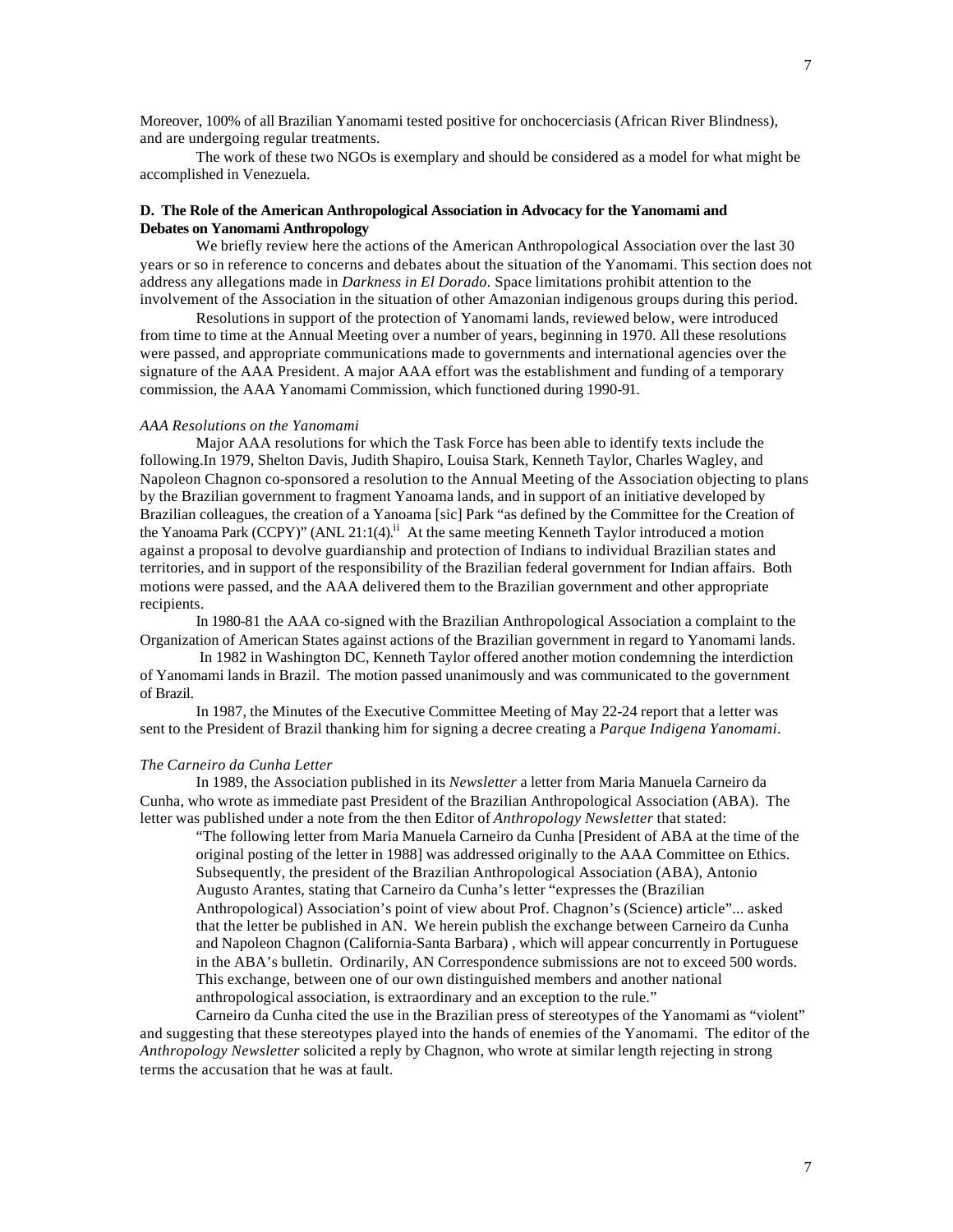Moreover, 100% of all Brazilian Yanomami tested positive for onchocerciasis (African River Blindness), and are undergoing regular treatments.

The work of these two NGOs is exemplary and should be considered as a model for what might be accomplished in Venezuela.

### D. The Role of the American Anthropological Association in Advocacy for the Yanomami and Debates on Yanomami Anthropology

We briefly review here the actions of the American Anthropological Association over the last 30 years or so in reference to concerns and debates about the situation of the Yanomami. This section does not address any allegations made in *Darkness in El Dorado*. Space limitations prohibit attention to the involvement of the Association in the situation of other Amazonian indigenous groups during this period.

Resolutions in support of the protection of Yanomami lands, reviewed below, were introduced from time to time at the Annual Meeting over a number of years, beginning in 1970. All these resolutions were passed, and appropriate communications made to governments and international agencies over the signature of the AAA President. A major AAA effort was the establishment and funding of a temporary commission, the AAA Yanomami Commission, which functioned during 1990-91.

*AAA Resolutions on the Yanomami*

Major AAA resolutions for which the Task Force has been able to identify texts include the following.In 1979, Shelton Davis, Judith Shapiro, Louisa Stark, Kenneth Taylor, Charles Wagley, and Napoleon Chagnon co-sponsored a resolution to the Annual Meeting of the Association objecting to plans by the Brazilian government to fragment Yanoama lands, and in support of an initiative developed by Brazilian colleagues, the creation of a Yanoama [sic] Park "as defined by the Committee for the Creation of the Yanoama Park (CCPY)" (ANL 21:1(4).[ii] At the same meeting Kenneth Taylor introduced a motion against a proposal to devolve guardianship and protection of Indians to individual Brazilian states and territories, and in support of the responsibility of the Brazilian federal government for Indian affairs. Both motions were passed, and the AAA delivered them to the Brazilian government and other appropriate recipients.

In 1980-81 the AAA co-signed with the Brazilian Anthropological Association a complaint to the Organization of American States against actions of the Brazilian government in regard to Yanomami lands.

In 1982 in Washington DC, Kenneth Taylor offered another motion condemning the interdiction of Yanomami lands in Brazil. The motion passed unanimously and was communicated to the government of Brazil.

In 1987, the Minutes of the Executive Committee Meeting of May 22-24 report that a letter was sent to the President of Brazil thanking him for signing a decree creating a *Parque Indigena Yanomami*.

*The Carneiro da Cunha Letter*

In 1989, the Association published in its *Newsletter* a letter from Maria Manuela Carneiro da Cunha, who wrote as immediate past President of the Brazilian Anthropological Association (ABA). The letter was published under a note from the then Editor of *Anthropology Newsletter* that stated:

> "The following letter from Maria Manuela Carneiro da Cunha [President of ABA at the time of the original posting of the letter in 1988] was addressed originally to the AAA Committee on Ethics. Subsequently, the president of the Brazilian Anthropological Association (ABA), Antonio Augusto Arantes, stating that Carneiro da Cunha's letter "expresses the (Brazilian Anthropological) Association's point of view about Prof. Chagnon's (Science) article"... asked that the letter be published in AN. We herein publish the exchange between Carneiro da Cunha and Napoleon Chagnon (California-Santa Barbara) , which will appear concurrently in Portuguese in the ABA's bulletin. Ordinarily, AN Correspondence submissions are not to exceed 500 words. This exchange, between one of our own distinguished members and another national anthropological association, is extraordinary and an exception to the rule."

Carneiro da Cunha cited the use in the Brazilian press of stereotypes of the Yanomami as "violent" and suggesting that these stereotypes played into the hands of enemies of the Yanomami. The editor of the *Anthropology Newsletter* solicited a reply by Chagnon, who wrote at similar length rejecting in strong terms the accusation that he was at fault.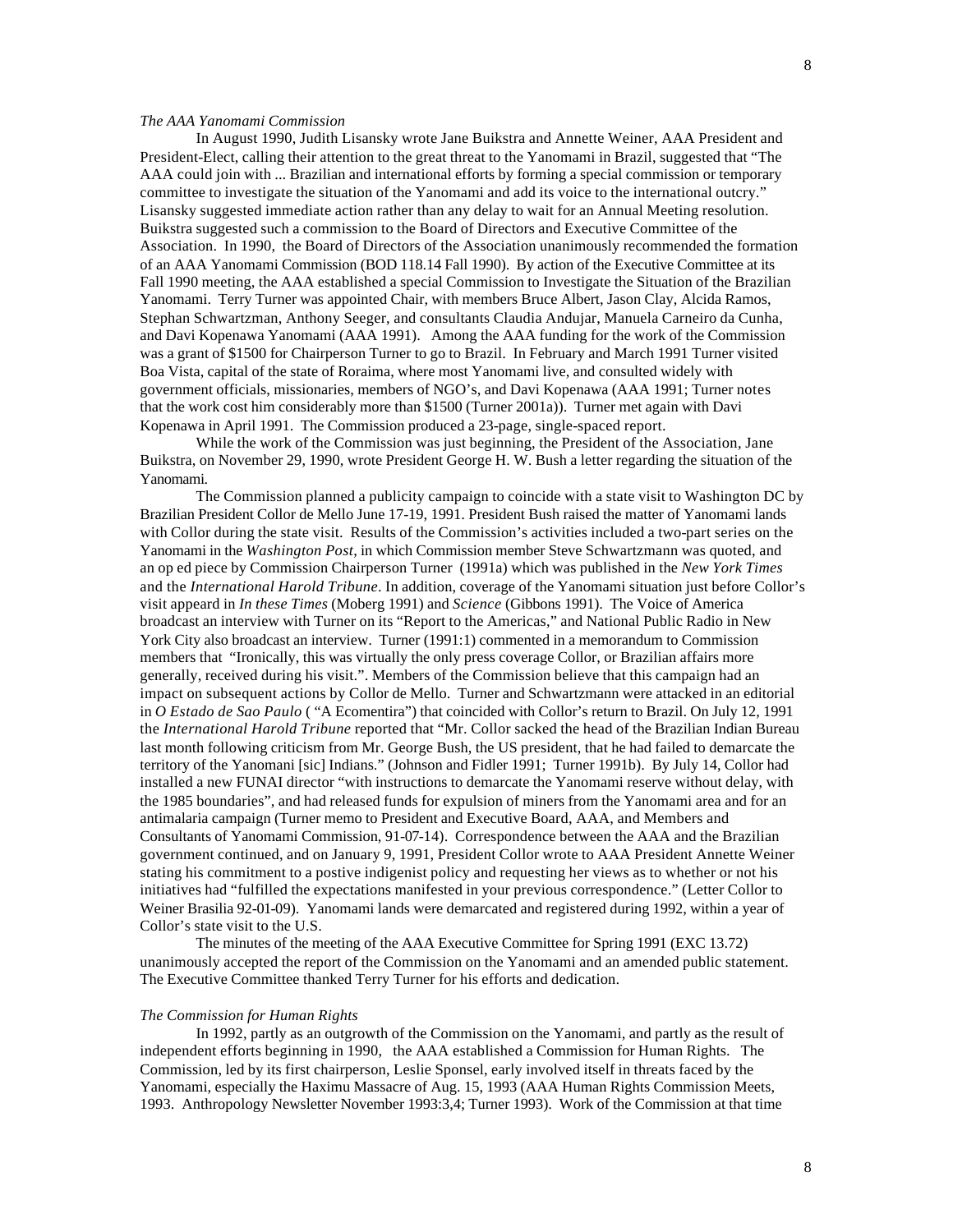*The AAA Yanomami Commission*

In August 1990, Judith Lisansky wrote Jane Buikstra and Annette Weiner, AAA President and President-Elect, calling their attention to the great threat to the Yanomami in Brazil, suggested that "The AAA could join with ... Brazilian and international efforts by forming a special commission or temporary committee to investigate the situation of the Yanomami and add its voice to the international outcry." Lisansky suggested immediate action rather than any delay to wait for an Annual Meeting resolution. Buikstra suggested such a commission to the Board of Directors and Executive Committee of the Association. In 1990, the Board of Directors of the Association unanimously recommended the formation of an AAA Yanomami Commission (BOD 118.14 Fall 1990). By action of the Executive Committee at its Fall 1990 meeting, the AAA established a special Commission to Investigate the Situation of the Brazilian Yanomami. Terry Turner was appointed Chair, with members Bruce Albert, Jason Clay, Alcida Ramos, Stephan Schwartzman, Anthony Seeger, and consultants Claudia Andujar, Manuela Carneiro da Cunha, and Davi Kopenawa Yanomami (AAA 1991). Among the AAA funding for the work of the Commission was a grant of $1500 for Chairperson Turner to go to Brazil. In February and March 1991 Turner visited Boa Vista, capital of the state of Roraima, where most Yanomami live, and consulted widely with government officials, missionaries, members of NGO's, and Davi Kopenawa (AAA 1991; Turner notes that the work cost him considerably more than $1500 (Turner 2001a)). Turner met again with Davi Kopenawa in April 1991. The Commission produced a 23-page, single-spaced report.

While the work of the Commission was just beginning, the President of the Association, Jane Buikstra, on November 29, 1990, wrote President George H. W. Bush a letter regarding the situation of the Yanomami.

The Commission planned a publicity campaign to coincide with a state visit to Washington DC by Brazilian President Collor de Mello June 17-19, 1991. President Bush raised the matter of Yanomami lands with Collor during the state visit. Results of the Commission's activities included a two-part series on the Yanomami in the *Washington Post*, in which Commission member Steve Schwartzmann was quoted, and an op ed piece by Commission Chairperson Turner (1991a) which was published in the *New York Times* and the *International Harold Tribune*. In addition, coverage of the Yanomami situation just before Collor's visit appeard in *In these Times* (Moberg 1991) and *Science* (Gibbons 1991). The Voice of America broadcast an interview with Turner on its "Report to the Americas," and National Public Radio in New York City also broadcast an interview. Turner (1991:1) commented in a memorandum to Commission members that "Ironically, this was virtually the only press coverage Collor, or Brazilian affairs more generally, received during his visit.". Members of the Commission believe that this campaign had an impact on subsequent actions by Collor de Mello. Turner and Schwartzmann were attacked in an editorial in *O Estado de Sao Paulo* ( "A Ecomentira") that coincided with Collor's return to Brazil. On July 12, 1991 the *International Harold Tribune* reported that "Mr. Collor sacked the head of the Brazilian Indian Bureau last month following criticism from Mr. George Bush, the US president, that he had failed to demarcate the territory of the Yanomani [sic] Indians." (Johnson and Fidler 1991; Turner 1991b). By July 14, Collor had installed a new FUNAI director "with instructions to demarcate the Yanomami reserve without delay, with the 1985 boundaries", and had released funds for expulsion of miners from the Yanomami area and for an antimalaria campaign (Turner memo to President and Executive Board, AAA, and Members and Consultants of Yanomami Commission, 91-07-14). Correspondence between the AAA and the Brazilian government continued, and on January 9, 1991, President Collor wrote to AAA President Annette Weiner stating his commitment to a postive indigenist policy and requesting her views as to whether or not his initiatives had "fulfilled the expectations manifested in your previous correspondence." (Letter Collor to Weiner Brasilia 92-01-09). Yanomami lands were demarcated and registered during 1992, within a year of Collor's state visit to the U.S.

The minutes of the meeting of the AAA Executive Committee for Spring 1991 (EXC 13.72) unanimously accepted the report of the Commission on the Yanomami and an amended public statement. The Executive Committee thanked Terry Turner for his efforts and dedication.

*The Commission for Human Rights*

In 1992, partly as an outgrowth of the Commission on the Yanomami, and partly as the result of independent efforts beginning in 1990, the AAA established a Commission for Human Rights. The Commission, led by its first chairperson, Leslie Sponsel, early involved itself in threats faced by the Yanomami, especially the Haximu Massacre of Aug. 15, 1993 (AAA Human Rights Commission Meets, 1993. Anthropology Newsletter November 1993:3,4; Turner 1993). Work of the Commission at that time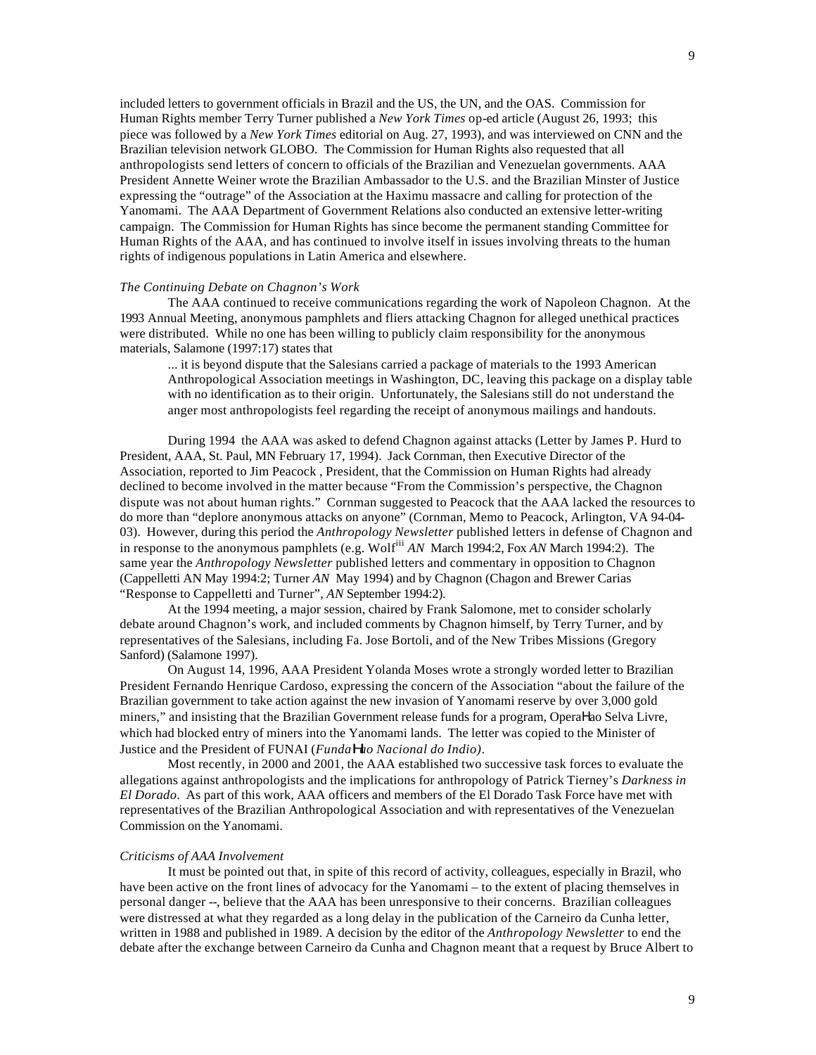included letters to government officials in Brazil and the US, the UN, and the OAS. Commission for Human Rights member Terry Turner published a *New York Times* op-ed article (August 26, 1993; this piece was followed by a *New York Times* editorial on Aug. 27, 1993), and was interviewed on CNN and the Brazilian television network GLOBO. The Commission for Human Rights also requested that all anthropologists send letters of concern to officials of the Brazilian and Venezuelan governments. AAA President Annette Weiner wrote the Brazilian Ambassador to the U.S. and the Brazilian Minster of Justice expressing the "outrage" of the Association at the Haximu massacre and calling for protection of the Yanomami. The AAA Department of Government Relations also conducted an extensive letter-writing campaign. The Commission for Human Rights has since become the permanent standing Committee for Human Rights of the AAA, and has continued to involve itself in issues involving threats to the human rights of indigenous populations in Latin America and elsewhere.

*The Continuing Debate on Chagnon's Work*

The AAA continued to receive communications regarding the work of Napoleon Chagnon. At the 1993 Annual Meeting, anonymous pamphlets and fliers attacking Chagnon for alleged unethical practices were distributed. While no one has been willing to publicly claim responsibility for the anonymous materials, Salamone (1997:17) states that

> ... it is beyond dispute that the Salesians carried a package of materials to the 1993 American Anthropological Association meetings in Washington, DC, leaving this package on a display table with no identification as to their origin. Unfortunately, the Salesians still do not understand the anger most anthropologists feel regarding the receipt of anonymous mailings and handouts.

During 1994 the AAA was asked to defend Chagnon against attacks (Letter by James P. Hurd to President, AAA, St. Paul, MN February 17, 1994). Jack Cornman, then Executive Director of the Association, reported to Jim Peacock , President, that the Commission on Human Rights had already declined to become involved in the matter because "From the Commission's perspective, the Chagnon dispute was not about human rights." Cornman suggested to Peacock that the AAA lacked the resources to do more than "deplore anonymous attacks on anyone" (Cornman, Memo to Peacock, Arlington, VA 94-04-03). However, during this period the *Anthropology Newsletter* published letters in defense of Chagnon and in response to the anonymous pamphlets (e.g. Wolf[iii] *AN* March 1994:2, Fox *AN* March 1994:2). The same year the *Anthropology Newsletter* published letters and commentary in opposition to Chagnon (Cappelletti AN May 1994:2; Turner *AN* May 1994) and by Chagnon (Chagon and Brewer Carias "Response to Cappelletti and Turner", *AN* September 1994:2).

At the 1994 meeting, a major session, chaired by Frank Salomone, met to consider scholarly debate around Chagnon's work, and included comments by Chagnon himself, by Terry Turner, and by representatives of the Salesians, including Fa. Jose Bortoli, and of the New Tribes Missions (Gregory Sanford) (Salamone 1997).

On August 14, 1996, AAA President Yolanda Moses wrote a strongly worded letter to Brazilian President Fernando Henrique Cardoso, expressing the concern of the Association "about the failure of the Brazilian government to take action against the new invasion of Yanomami reserve by over 3,000 gold miners," and insisting that the Brazilian Government release funds for a program, OperaHao Selva Livre, which had blocked entry of miners into the Yanomami lands. The letter was copied to the Minister of Justice and the President of FUNAI (*FundaHao Nacional do Indio)*.

Most recently, in 2000 and 2001, the AAA established two successive task forces to evaluate the allegations against anthropologists and the implications for anthropology of Patrick Tierney's *Darkness in El Dorado*. As part of this work, AAA officers and members of the El Dorado Task Force have met with representatives of the Brazilian Anthropological Association and with representatives of the Venezuelan Commission on the Yanomami.

*Criticisms of AAA Involvement*

It must be pointed out that, in spite of this record of activity, colleagues, especially in Brazil, who have been active on the front lines of advocacy for the Yanomami – to the extent of placing themselves in personal danger --, believe that the AAA has been unresponsive to their concerns. Brazilian colleagues were distressed at what they regarded as a long delay in the publication of the Carneiro da Cunha letter, written in 1988 and published in 1989. A decision by the editor of the *Anthropology Newsletter* to end the debate after the exchange between Carneiro da Cunha and Chagnon meant that a request by Bruce Albert to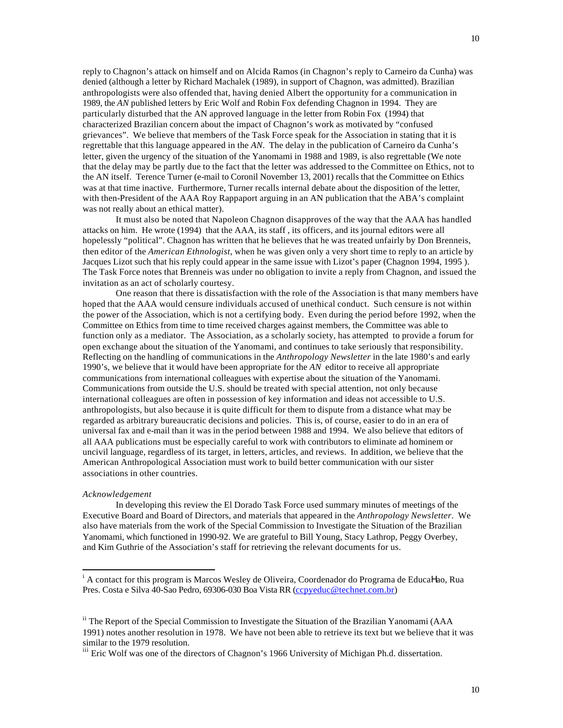reply to Chagnon's attack on himself and on Alcida Ramos (in Chagnon's reply to Carneiro da Cunha) was denied (although a letter by Richard Machalek (1989), in support of Chagnon, was admitted). Brazilian anthropologists were also offended that, having denied Albert the opportunity for a communication in 1989, the *AN* published letters by Eric Wolf and Robin Fox defending Chagnon in 1994. They are particularly disturbed that the AN approved language in the letter from Robin Fox (1994) that characterized Brazilian concern about the impact of Chagnon's work as motivated by "confused grievances". We believe that members of the Task Force speak for the Association in stating that it is regrettable that this language appeared in the *AN*. The delay in the publication of Carneiro da Cunha's letter, given the urgency of the situation of the Yanomami in 1988 and 1989, is also regrettable (We note that the delay may be partly due to the fact that the letter was addressed to the Committee on Ethics, not to the AN itself. Terence Turner (e-mail to Coronil November 13, 2001) recalls that the Committee on Ethics was at that time inactive. Furthermore, Turner recalls internal debate about the disposition of the letter, with then-President of the AAA Roy Rappaport arguing in an AN publication that the ABA's complaint was not really about an ethical matter).

It must also be noted that Napoleon Chagnon disapproves of the way that the AAA has handled attacks on him. He wrote (1994) that the AAA, its staff , its officers, and its journal editors were all hopelessly "political". Chagnon has written that he believes that he was treated unfairly by Don Brenneis, then editor of the *American Ethnologist*, when he was given only a very short time to reply to an article by Jacques Lizot such that his reply could appear in the same issue with Lizot's paper (Chagnon 1994, 1995 ). The Task Force notes that Brenneis was under no obligation to invite a reply from Chagnon, and issued the invitation as an act of scholarly courtesy.

One reason that there is dissatisfaction with the role of the Association is that many members have hoped that the AAA would censure individuals accused of unethical conduct. Such censure is not within the power of the Association, which is not a certifying body. Even during the period before 1992, when the Committee on Ethics from time to time received charges against members, the Committee was able to function only as a mediator. The Association, as a scholarly society, has attempted to provide a forum for open exchange about the situation of the Yanomami, and continues to take seriously that responsibility. Reflecting on the handling of communications in the *Anthropology Newsletter* in the late 1980's and early 1990's, we believe that it would have been appropriate for the *AN* editor to receive all appropriate communications from international colleagues with expertise about the situation of the Yanomami. Communications from outside the U.S. should be treated with special attention, not only because international colleagues are often in possession of key information and ideas not accessible to U.S. anthropologists, but also because it is quite difficult for them to dispute from a distance what may be regarded as arbitrary bureaucratic decisions and policies. This is, of course, easier to do in an era of universal fax and e-mail than it was in the period between 1988 and 1994. We also believe that editors of all AAA publications must be especially careful to work with contributors to eliminate ad hominem or uncivil language, regardless of its target, in letters, articles, and reviews. In addition, we believe that the American Anthropological Association must work to build better communication with our sister associations in other countries.

*Acknowledgement*

In developing this review the El Dorado Task Force used summary minutes of meetings of the Executive Board and Board of Directors, and materials that appeared in the *Anthropology Newsletter*. We also have materials from the work of the Special Commission to Investigate the Situation of the Brazilian Yanomami, which functioned in 1990-92. We are grateful to Bill Young, Stacy Lathrop, Peggy Overbey, and Kim Guthrie of the Association's staff for retrieving the relevant documents for us.

---

[i] A contact for this program is Marcos Wesley de Oliveira, Coordenador do Programa de EducaЊao, Rua Pres. Costa e Silva 40-Sao Pedro, 69306-030 Boa Vista RR (ccpyeduc@technet.com.br)

[ii] The Report of the Special Commission to Investigate the Situation of the Brazilian Yanomami (AAA 1991) notes another resolution in 1978. We have not been able to retrieve its text but we believe that it was similar to the 1979 resolution.

[iii] Eric Wolf was one of the directors of Chagnon's 1966 University of Michigan Ph.d. dissertation.